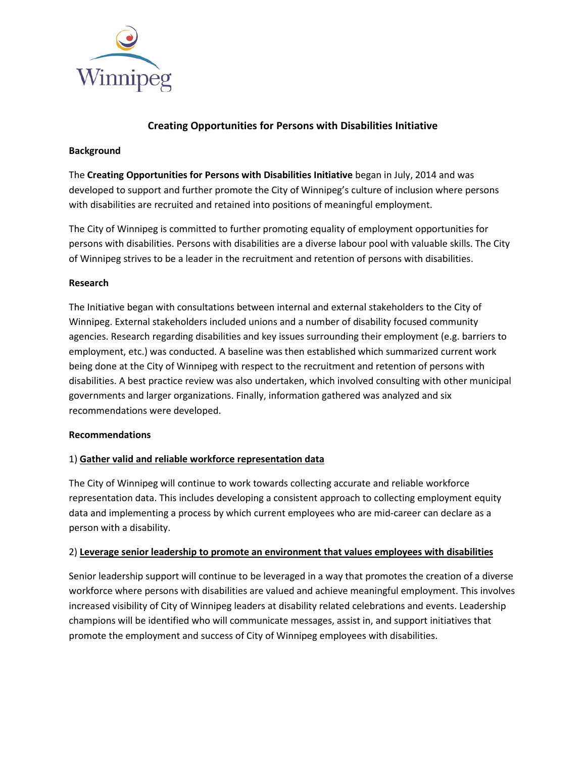# Creating Opportunities for Persons with Disabilities Initiative

## Background

The **Creating Opportunities for Persons with Disabilities Initiative** began in July, 2014 and was developed to support and further promote the City of Winnipeg's culture of inclusion where persons with disabilities are recruited and retained into positions of meaningful employment.

The City of Winnipeg is committed to further promoting equality of employment opportunities for persons with disabilities. Persons with disabilities are a diverse labour pool with valuable skills. The City of Winnipeg strives to be a leader in the recruitment and retention of persons with disabilities.

## Research

The Initiative began with consultations between internal and external stakeholders to the City of Winnipeg. External stakeholders included unions and a number of disability focused community agencies. Research regarding disabilities and key issues surrounding their employment (e.g. barriers to employment, etc.) was conducted. A baseline was then established which summarized current work being done at the City of Winnipeg with respect to the recruitment and retention of persons with disabilities. A best practice review was also undertaken, which involved consulting with other municipal governments and larger organizations. Finally, information gathered was analyzed and six recommendations were developed.

## Recommendations

### 1) Gather valid and reliable workforce representation data

The City of Winnipeg will continue to work towards collecting accurate and reliable workforce representation data. This includes developing a consistent approach to collecting employment equity data and implementing a process by which current employees who are mid-career can declare as a person with a disability.

### 2) Leverage senior leadership to promote an environment that values employees with disabilities

Senior leadership support will continue to be leveraged in a way that promotes the creation of a diverse workforce where persons with disabilities are valued and achieve meaningful employment. This involves increased visibility of City of Winnipeg leaders at disability related celebrations and events. Leadership champions will be identified who will communicate messages, assist in, and support initiatives that promote the employment and success of City of Winnipeg employees with disabilities.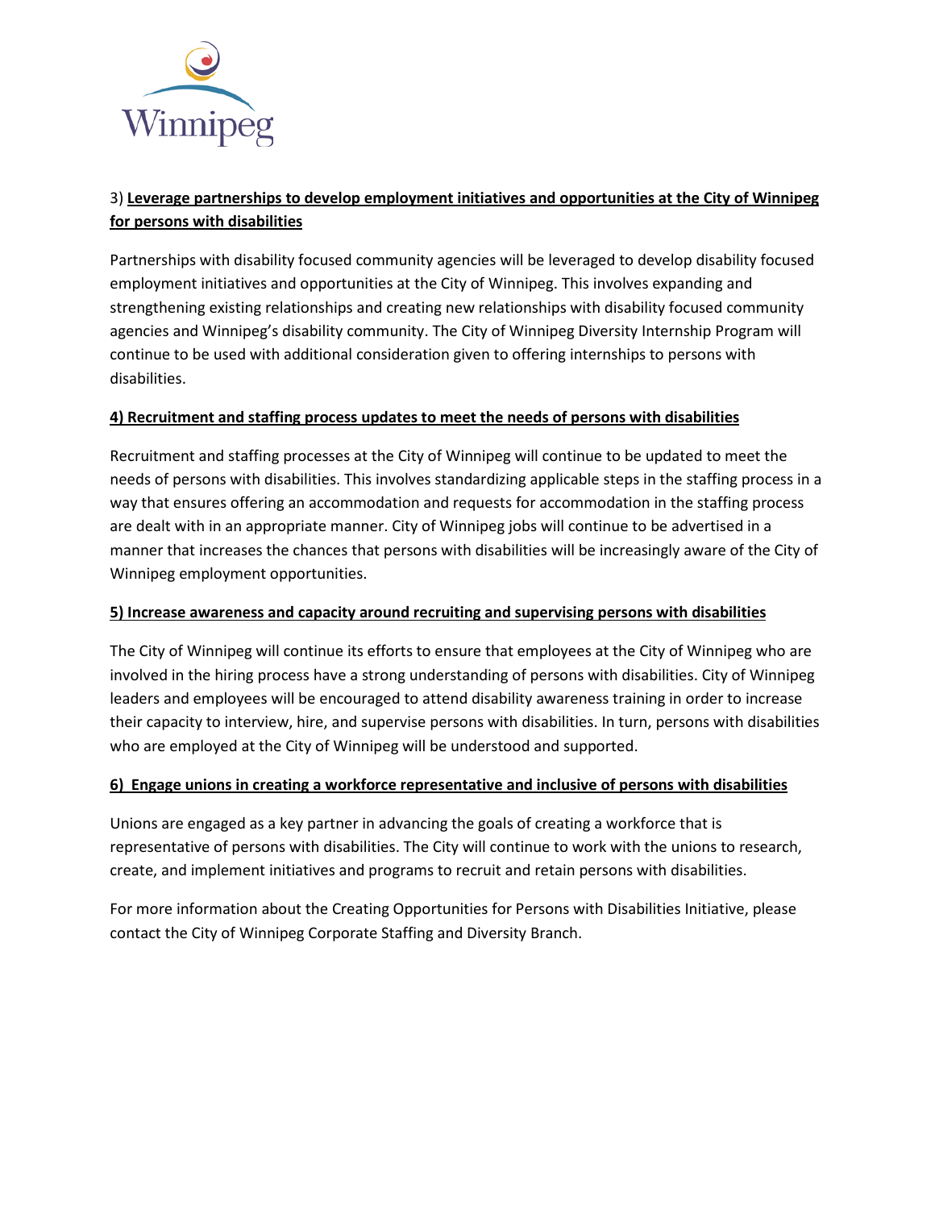3) **Leverage partnerships to develop employment initiatives and opportunities at the City of Winnipeg for persons with disabilities**

Partnerships with disability focused community agencies will be leveraged to develop disability focused employment initiatives and opportunities at the City of Winnipeg. This involves expanding and strengthening existing relationships and creating new relationships with disability focused community agencies and Winnipeg's disability community. The City of Winnipeg Diversity Internship Program will continue to be used with additional consideration given to offering internships to persons with disabilities.

**4) Recruitment and staffing process updates to meet the needs of persons with disabilities**

Recruitment and staffing processes at the City of Winnipeg will continue to be updated to meet the needs of persons with disabilities. This involves standardizing applicable steps in the staffing process in a way that ensures offering an accommodation and requests for accommodation in the staffing process are dealt with in an appropriate manner. City of Winnipeg jobs will continue to be advertised in a manner that increases the chances that persons with disabilities will be increasingly aware of the City of Winnipeg employment opportunities.

**5) Increase awareness and capacity around recruiting and supervising persons with disabilities**

The City of Winnipeg will continue its efforts to ensure that employees at the City of Winnipeg who are involved in the hiring process have a strong understanding of persons with disabilities. City of Winnipeg leaders and employees will be encouraged to attend disability awareness training in order to increase their capacity to interview, hire, and supervise persons with disabilities. In turn, persons with disabilities who are employed at the City of Winnipeg will be understood and supported.

**6) Engage unions in creating a workforce representative and inclusive of persons with disabilities**

Unions are engaged as a key partner in advancing the goals of creating a workforce that is representative of persons with disabilities. The City will continue to work with the unions to research, create, and implement initiatives and programs to recruit and retain persons with disabilities.

For more information about the Creating Opportunities for Persons with Disabilities Initiative, please contact the City of Winnipeg Corporate Staffing and Diversity Branch.